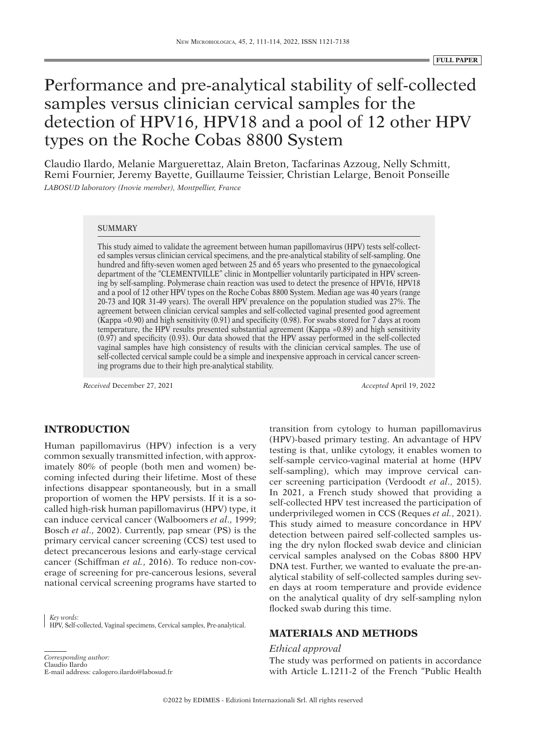FULL PAPER

# Performance and pre-analytical stability of self-collected samples versus clinician cervical samples for the detection of HPV16, HPV18 and a pool of 12 other HPV types on the Roche Cobas 8800 System

Claudio Ilardo, Melanie Marguerettaz, Alain Breton, Tacfarinas Azzoug, Nelly Schmitt, Remi Fournier, Jeremy Bayette, Guillaume Teissier, Christian Lelarge, Benoit Ponseille

*LABOSUD laboratory (Inovie member), Montpellier, France*

## SUMMARY

This study aimed to validate the agreement between human papillomavirus (HPV) tests self-collected samples versus clinician cervical specimens, and the pre-analytical stability of self-sampling. One hundred and fifty-seven women aged between 25 and 65 years who presented to the gynaecological department of the "CLEMENTVILLE" clinic in Montpellier voluntarily participated in HPV screening by self-sampling. Polymerase chain reaction was used to detect the presence of HPV16, HPV18 and a pool of 12 other HPV types on the Roche Cobas 8800 System. Median age was 40 years (range 20-73 and IQR 31-49 years). The overall HPV prevalence on the population studied was 27%. The agreement between clinician cervical samples and self-collected vaginal presented good agreement (Kappa =0.90) and high sensitivity (0.91) and specificity (0.98). For swabs stored for 7 days at room temperature, the HPV results presented substantial agreement (Kappa =0.89) and high sensitivity (0.97) and specificity (0.93). Our data showed that the HPV assay performed in the self-collected vaginal samples have high consistency of results with the clinician cervical samples. The use of self-collected cervical sample could be a simple and inexpensive approach in cervical cancer screening programs due to their high pre-analytical stability.

*Received* December 27, 2021 *Accepted* April 19, 2022

## INTRODUCTION

Human papillomavirus (HPV) infection is a very common sexually transmitted infection, with approximately 80% of people (both men and women) becoming infected during their lifetime. Most of these infections disappear spontaneously, but in a small proportion of women the HPV persists. If it is a so-called high-risk human papillomavirus (HPV) type, it can induce cervical cancer (Walboomers *et al*., 1999; Bosch *et al*., 2002). Currently, pap smear (PS) is the primary cervical cancer screening (CCS) test used to detect precancerous lesions and early-stage cervical cancer (Schiffman *et al.*, 2016). To reduce non-coverage of screening for pre-cancerous lesions, several national cervical screening programs have started to transition from cytology to human papillomavirus (HPV)-based primary testing. An advantage of HPV testing is that, unlike cytology, it enables women to self-sample cervico-vaginal material at home (HPV self-sampling), which may improve cervical cancer screening participation (Verdoodt *et al*., 2015). In 2021, a French study showed that providing a self-collected HPV test increased the participation of underprivileged women in CCS (Reques *et al.*, 2021). This study aimed to measure concordance in HPV detection between paired self-collected samples using the dry nylon flocked swab device and clinician cervical samples analysed on the Cobas 8800 HPV DNA test. Further, we wanted to evaluate the pre-analytical stability of self-collected samples during seven days at room temperature and provide evidence on the analytical quality of dry self-sampling nylon flocked swab during this time.

*Key words:*
HPV, Self-collected, Vaginal specimens, Cervical samples, Pre-analytical.

*Corresponding author:*
Claudio Ilardo
E-mail address: calogero.ilardo@labosud.fr

## MATERIALS AND METHODS

### *Ethical approval*

The study was performed on patients in accordance with Article L.1211-2 of the French "Public Health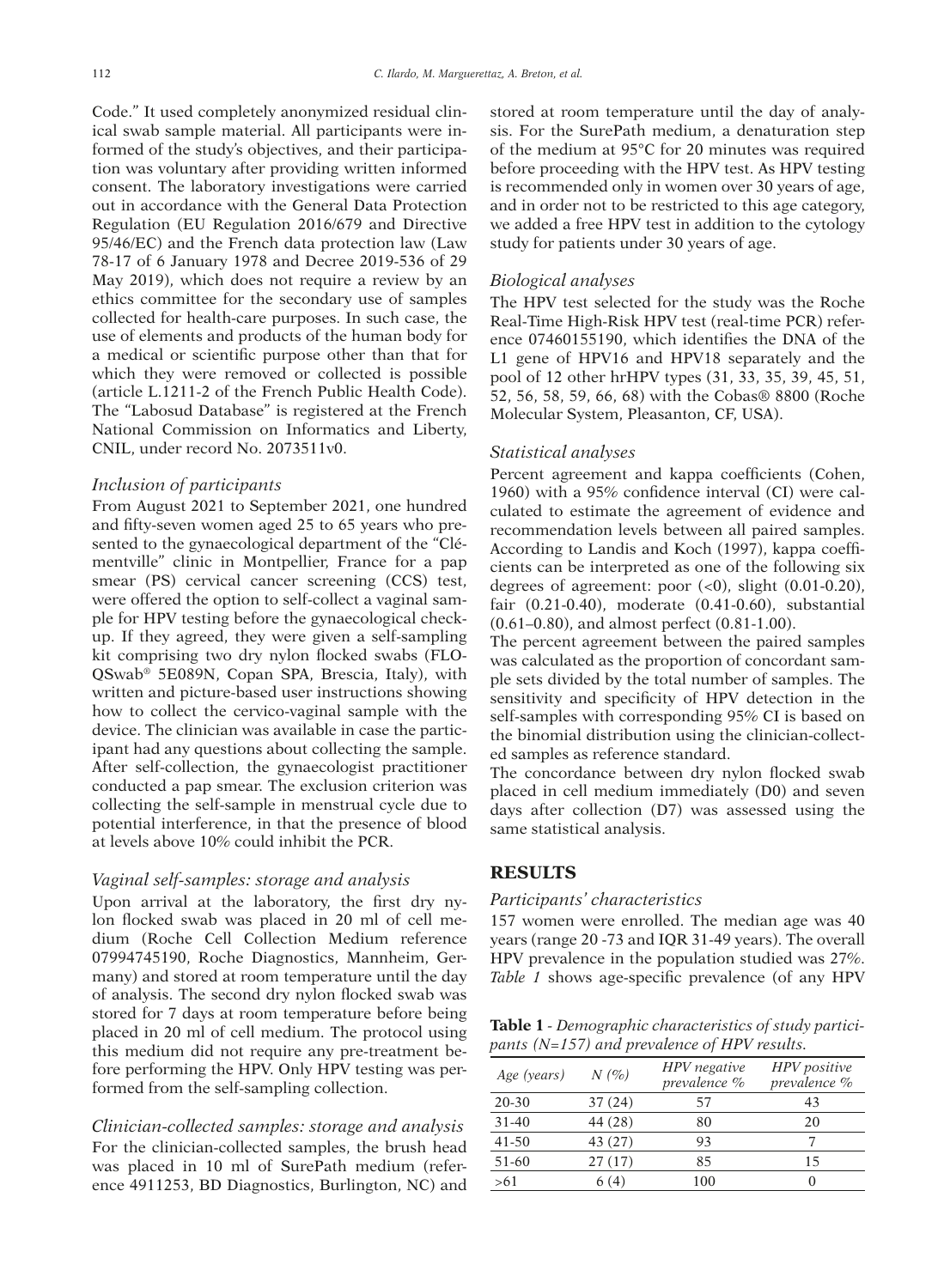Code." It used completely anonymized residual clinical swab sample material. All participants were informed of the study's objectives, and their participation was voluntary after providing written informed consent. The laboratory investigations were carried out in accordance with the General Data Protection Regulation (EU Regulation 2016/679 and Directive 95/46/EC) and the French data protection law (Law 78-17 of 6 January 1978 and Decree 2019-536 of 29 May 2019), which does not require a review by an ethics committee for the secondary use of samples collected for health-care purposes. In such case, the use of elements and products of the human body for a medical or scientific purpose other than that for which they were removed or collected is possible (article L.1211-2 of the French Public Health Code). The "Labosud Database" is registered at the French National Commission on Informatics and Liberty, CNIL, under record No. 2073511v0.

### *Inclusion of participants*

From August 2021 to September 2021, one hundred and fifty-seven women aged 25 to 65 years who presented to the gynaecological department of the "Clémentville" clinic in Montpellier, France for a pap smear (PS) cervical cancer screening (CCS) test, were offered the option to self-collect a vaginal sample for HPV testing before the gynaecological checkup. If they agreed, they were given a self-sampling kit comprising two dry nylon flocked swabs (FLOQSwab® 5E089N, Copan SPA, Brescia, Italy), with written and picture-based user instructions showing how to collect the cervico-vaginal sample with the device. The clinician was available in case the participant had any questions about collecting the sample. After self-collection, the gynaecologist practitioner conducted a pap smear. The exclusion criterion was collecting the self-sample in menstrual cycle due to potential interference, in that the presence of blood at levels above 10% could inhibit the PCR.

### *Vaginal self-samples: storage and analysis*

Upon arrival at the laboratory, the first dry nylon flocked swab was placed in 20 ml of cell medium (Roche Cell Collection Medium reference 07994745190, Roche Diagnostics, Mannheim, Germany) and stored at room temperature until the day of analysis. The second dry nylon flocked swab was stored for 7 days at room temperature before being placed in 20 ml of cell medium. The protocol using this medium did not require any pre-treatment before performing the HPV. Only HPV testing was performed from the self-sampling collection.

### *Clinician-collected samples: storage and analysis*

For the clinician-collected samples, the brush head was placed in 10 ml of SurePath medium (reference 4911253, BD Diagnostics, Burlington, NC) and stored at room temperature until the day of analysis. For the SurePath medium, a denaturation step of the medium at 95°C for 20 minutes was required before proceeding with the HPV test. As HPV testing is recommended only in women over 30 years of age, and in order not to be restricted to this age category, we added a free HPV test in addition to the cytology study for patients under 30 years of age.

### *Biological analyses*

The HPV test selected for the study was the Roche Real-Time High-Risk HPV test (real-time PCR) reference 07460155190, which identifies the DNA of the L1 gene of HPV16 and HPV18 separately and the pool of 12 other hrHPV types (31, 33, 35, 39, 45, 51, 52, 56, 58, 59, 66, 68) with the Cobas® 8800 (Roche Molecular System, Pleasanton, CF, USA).

### *Statistical analyses*

Percent agreement and kappa coefficients (Cohen, 1960) with a 95% confidence interval (CI) were calculated to estimate the agreement of evidence and recommendation levels between all paired samples. According to Landis and Koch (1997), kappa coefficients can be interpreted as one of the following six degrees of agreement: poor (<0), slight (0.01-0.20), fair (0.21-0.40), moderate (0.41-0.60), substantial (0.61–0.80), and almost perfect (0.81-1.00).

The percent agreement between the paired samples was calculated as the proportion of concordant sample sets divided by the total number of samples. The sensitivity and specificity of HPV detection in the self-samples with corresponding 95% CI is based on the binomial distribution using the clinician-collected samples as reference standard.

The concordance between dry nylon flocked swab placed in cell medium immediately (D0) and seven days after collection (D7) was assessed using the same statistical analysis.

## RESULTS

### *Participants' characteristics*

157 women were enrolled. The median age was 40 years (range 20 -73 and IQR 31-49 years). The overall HPV prevalence in the population studied was 27%. *Table 1* shows age-specific prevalence (of any HPV

**Table 1** - *Demographic characteristics of study participants (N=157) and prevalence of HPV results.*

| *Age (years)* | *N (%)* | *HPV negative prevalence %* | *HPV positive prevalence %* |
|---|---|---|---|
| 20-30 | 37 (24) | 57 | 43 |
| 31-40 | 44 (28) | 80 | 20 |
| 41-50 | 43 (27) | 93 | 7 |
| 51-60 | 27 (17) | 85 | 15 |
| >61 | 6 (4) | 100 | 0 |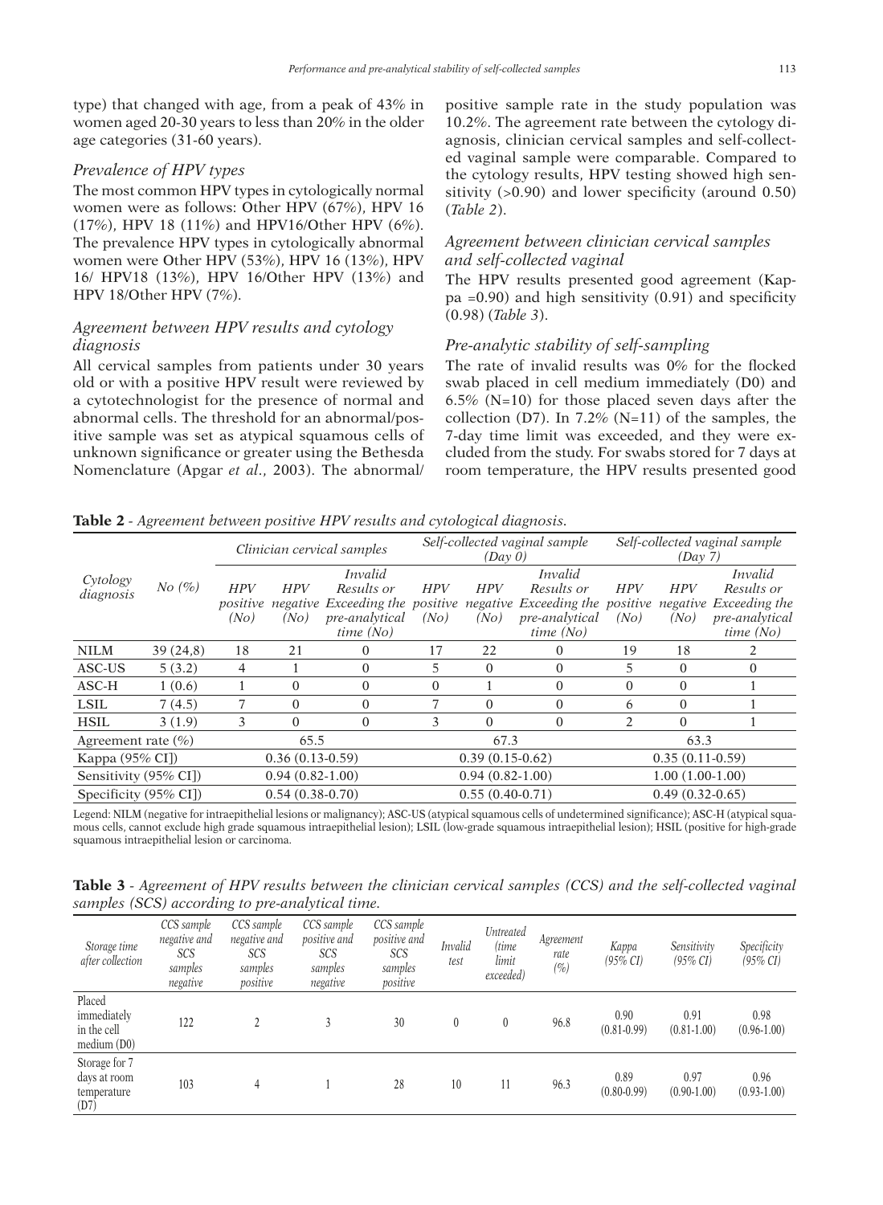type) that changed with age, from a peak of 43% in women aged 20-30 years to less than 20% in the older age categories (31-60 years).

### *Prevalence of HPV types*

The most common HPV types in cytologically normal women were as follows: Other HPV (67%), HPV 16 (17%), HPV 18 (11%) and HPV16/Other HPV (6%). The prevalence HPV types in cytologically abnormal women were Other HPV (53%), HPV 16 (13%), HPV 16/ HPV18 (13%), HPV 16/Other HPV (13%) and HPV 18/Other HPV (7%).

### *Agreement between HPV results and cytology diagnosis*

All cervical samples from patients under 30 years old or with a positive HPV result were reviewed by a cytotechnologist for the presence of normal and abnormal cells. The threshold for an abnormal/positive sample was set as atypical squamous cells of unknown significance or greater using the Bethesda Nomenclature (Apgar *et al*., 2003). The abnormal/positive sample rate in the study population was 10.2%. The agreement rate between the cytology diagnosis, clinician cervical samples and self-collected vaginal sample were comparable. Compared to the cytology results, HPV testing showed high sensitivity (>0.90) and lower specificity (around 0.50) (*Table 2*).

### *Agreement between clinician cervical samples and self-collected vaginal*

The HPV results presented good agreement (Kappa =0.90) and high sensitivity (0.91) and specificity (0.98) (*Table 3*).

### *Pre-analytic stability of self-sampling*

The rate of invalid results was 0% for the flocked swab placed in cell medium immediately (D0) and 6.5% (N=10) for those placed seven days after the collection (D7). In 7.2% (N=11) of the samples, the 7-day time limit was exceeded, and they were excluded from the study. For swabs stored for 7 days at room temperature, the HPV results presented good

**Table 2** - *Agreement between positive HPV results and cytological diagnosis.*

| Cytology diagnosis | No (%) | Clinician cervical samples | | | Self-collected vaginal sample (Day 0) | | | Self-collected vaginal sample (Day 7) | | |
|---|---|---|---|---|---|---|---|---|---|---|
| | | HPV positive (No) | HPV negative (No) | Invalid Results or Exceeding the pre-analytical time (No) | HPV positive (No) | HPV negative (No) | Invalid Results or Exceeding the pre-analytical time (No) | HPV positive (No) | HPV negative (No) | Invalid Results or Exceeding the pre-analytical time (No) |
| NILM | 39 (24,8) | 18 | 21 | 0 | 17 | 22 | 0 | 19 | 18 | 2 |
| ASC-US | 5 (3.2) | 4 | 1 | 0 | 5 | 0 | 0 | 5 | 0 | 0 |
| ASC-H | 1 (0.6) | 1 | 0 | 0 | 0 | 1 | 0 | 0 | 0 | 1 |
| LSIL | 7 (4.5) | 7 | 0 | 0 | 7 | 0 | 0 | 6 | 0 | 1 |
| HSIL | 3 (1.9) | 3 | 0 | 0 | 3 | 0 | 0 | 2 | 0 | 1 |
| Agreement rate (%) | | 65.5 | | | 67.3 | | | 63.3 | | |
| Kappa (95% CI]) | | 0.36 (0.13-0.59) | | | 0.39 (0.15-0.62) | | | 0.35 (0.11-0.59) | | |
| Sensitivity (95% CI]) | | 0.94 (0.82-1.00) | | | 0.94 (0.82-1.00) | | | 1.00 (1.00-1.00) | | |
| Specificity (95% CI]) | | 0.54 (0.38-0.70) | | | 0.55 (0.40-0.71) | | | 0.49 (0.32-0.65) | | |

Legend: NILM (negative for intraepithelial lesions or malignancy); ASC-US (atypical squamous cells of undetermined significance); ASC-H (atypical squamous cells, cannot exclude high grade squamous intraepithelial lesion); LSIL (low-grade squamous intraepithelial lesion); HSIL (positive for high-grade squamous intraepithelial lesion or carcinoma.

**Table 3** - *Agreement of HPV results between the clinician cervical samples (CCS) and the self-collected vaginal samples (SCS) according to pre-analytical time.*

| Storage time after collection | CCS sample negative and SCS samples negative | CCS sample negative and SCS samples positive | CCS sample positive and SCS samples negative | CCS sample positive and SCS samples positive | Invalid test | Untreated (time limit exceeded) | Agreement rate (%) | Kappa (95% CI) | Sensitivity (95% CI) | Specificity (95% CI) |
|---|---|---|---|---|---|---|---|---|---|---|
| Placed immediately in the cell medium (D0) | 122 | 2 | 3 | 30 | 0 | 0 | 96.8 | 0.90 (0.81-0.99) | 0.91 (0.81-1.00) | 0.98 (0.96-1.00) |
| Storage for 7 days at room temperature (D7) | 103 | 4 | 1 | 28 | 10 | 11 | 96.3 | 0.89 (0.80-0.99) | 0.97 (0.90-1.00) | 0.96 (0.93-1.00) |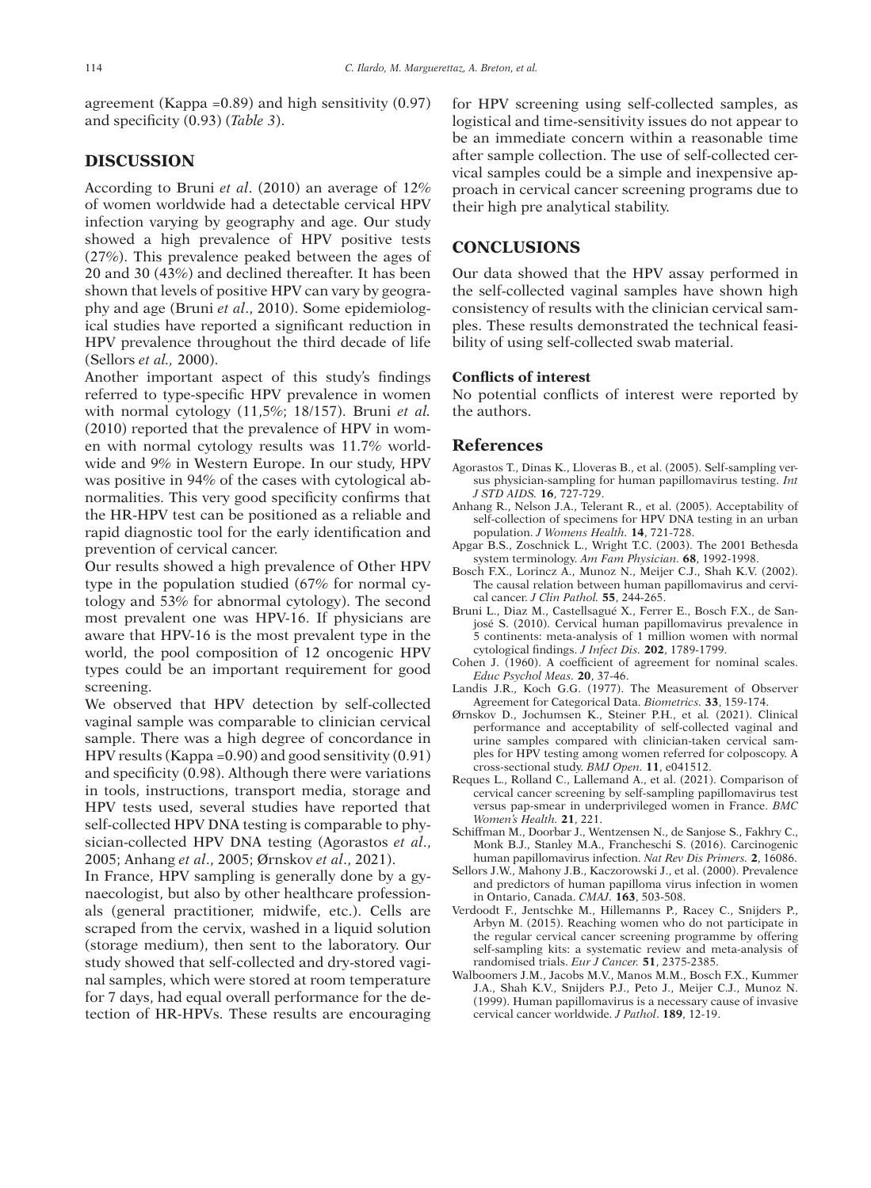agreement (Kappa =0.89) and high sensitivity (0.97) and specificity (0.93) (*Table 3*).

## DISCUSSION

According to Bruni *et al*. (2010) an average of 12% of women worldwide had a detectable cervical HPV infection varying by geography and age. Our study showed a high prevalence of HPV positive tests (27%). This prevalence peaked between the ages of 20 and 30 (43%) and declined thereafter. It has been shown that levels of positive HPV can vary by geography and age (Bruni *et al*., 2010). Some epidemiological studies have reported a significant reduction in HPV prevalence throughout the third decade of life (Sellors *et al.,* 2000).

Another important aspect of this study's findings referred to type-specific HPV prevalence in women with normal cytology (11,5%; 18/157). Bruni *et al.* (2010) reported that the prevalence of HPV in women with normal cytology results was 11.7% worldwide and 9% in Western Europe. In our study, HPV was positive in 94% of the cases with cytological abnormalities. This very good specificity confirms that the HR-HPV test can be positioned as a reliable and rapid diagnostic tool for the early identification and prevention of cervical cancer.

Our results showed a high prevalence of Other HPV type in the population studied (67% for normal cytology and 53% for abnormal cytology). The second most prevalent one was HPV-16. If physicians are aware that HPV-16 is the most prevalent type in the world, the pool composition of 12 oncogenic HPV types could be an important requirement for good screening.

We observed that HPV detection by self-collected vaginal sample was comparable to clinician cervical sample. There was a high degree of concordance in HPV results (Kappa =0.90) and good sensitivity (0.91) and specificity (0.98). Although there were variations in tools, instructions, transport media, storage and HPV tests used, several studies have reported that self-collected HPV DNA testing is comparable to physician-collected HPV DNA testing (Agorastos *et al*., 2005; Anhang *et al*., 2005; Ørnskov *et al*., 2021).

In France, HPV sampling is generally done by a gynaecologist, but also by other healthcare professionals (general practitioner, midwife, etc.). Cells are scraped from the cervix, washed in a liquid solution (storage medium), then sent to the laboratory. Our study showed that self-collected and dry-stored vaginal samples, which were stored at room temperature for 7 days, had equal overall performance for the detection of HR-HPVs. These results are encouraging for HPV screening using self-collected samples, as logistical and time-sensitivity issues do not appear to be an immediate concern within a reasonable time after sample collection. The use of self-collected cervical samples could be a simple and inexpensive approach in cervical cancer screening programs due to their high pre analytical stability.

## CONCLUSIONS

Our data showed that the HPV assay performed in the self-collected vaginal samples have shown high consistency of results with the clinician cervical samples. These results demonstrated the technical feasibility of using self-collected swab material.

### Conflicts of interest

No potential conflicts of interest were reported by the authors.

## References

Agorastos T., Dinas K., Lloveras B., et al. (2005). Self-sampling versus physician-sampling for human papillomavirus testing. *Int J STD AIDS.* **16**, 727-729.

Anhang R., Nelson J.A., Telerant R., et al. (2005). Acceptability of self-collection of specimens for HPV DNA testing in an urban population. *J Womens Health.* **14**, 721-728.

Apgar B.S., Zoschnick L., Wright T.C. (2003). The 2001 Bethesda system terminology. *Am Fam Physician.* **68**, 1992-1998.

Bosch F.X., Lorincz A., Munoz N., Meijer C.J., Shah K.V. (2002). The causal relation between human papillomavirus and cervical cancer. *J Clin Pathol.* **55**, 244-265.

Bruni L., Diaz M., Castellsagué X., Ferrer E., Bosch F.X., de Sanjosé S. (2010). Cervical human papillomavirus prevalence in 5 continents: meta-analysis of 1 million women with normal cytological findings. *J Infect Dis.* **202**, 1789-1799.

Cohen J. (1960). A coefficient of agreement for nominal scales. *Educ Psychol Meas.* **20**, 37-46.

Landis J.R., Koch G.G. (1977). The Measurement of Observer Agreement for Categorical Data. *Biometrics.* **33**, 159-174.

Ørnskov D., Jochumsen K., Steiner P.H., et al. (2021). Clinical performance and acceptability of self-collected vaginal and urine samples compared with clinician-taken cervical samples for HPV testing among women referred for colposcopy. A cross-sectional study. *BMJ Open.* **11**, e041512.

Reques L., Rolland C., Lallemand A., et al. (2021). Comparison of cervical cancer screening by self-sampling papillomavirus test versus pap-smear in underprivileged women in France. *BMC Women's Health.* **21**, 221.

Schiffman M., Doorbar J., Wentzensen N., de Sanjose S., Fakhry C., Monk B.J., Stanley M.A., Franceschi S. (2016). Carcinogenic human papillomavirus infection. *Nat Rev Dis Primers.* **2**, 16086.

Sellors J.W., Mahony J.B., Kaczorowski J., et al. (2000). Prevalence and predictors of human papilloma virus infection in women in Ontario, Canada. *CMAJ.* **163**, 503-508.

Verdoodt F., Jentschke M., Hillemanns P., Racey C., Snijders P., Arbyn M. (2015). Reaching women who do not participate in the regular cervical cancer screening programme by offering self-sampling kits: a systematic review and meta-analysis of randomised trials. *Eur J Cancer.* **51**, 2375-2385.

Walboomers J.M., Jacobs M.V., Manos M.M., Bosch F.X., Kummer J.A., Shah K.V., Snijders P.J., Peto J., Meijer C.J., Munoz N. (1999). Human papillomavirus is a necessary cause of invasive cervical cancer worldwide. *J Pathol*. **189**, 12-19.